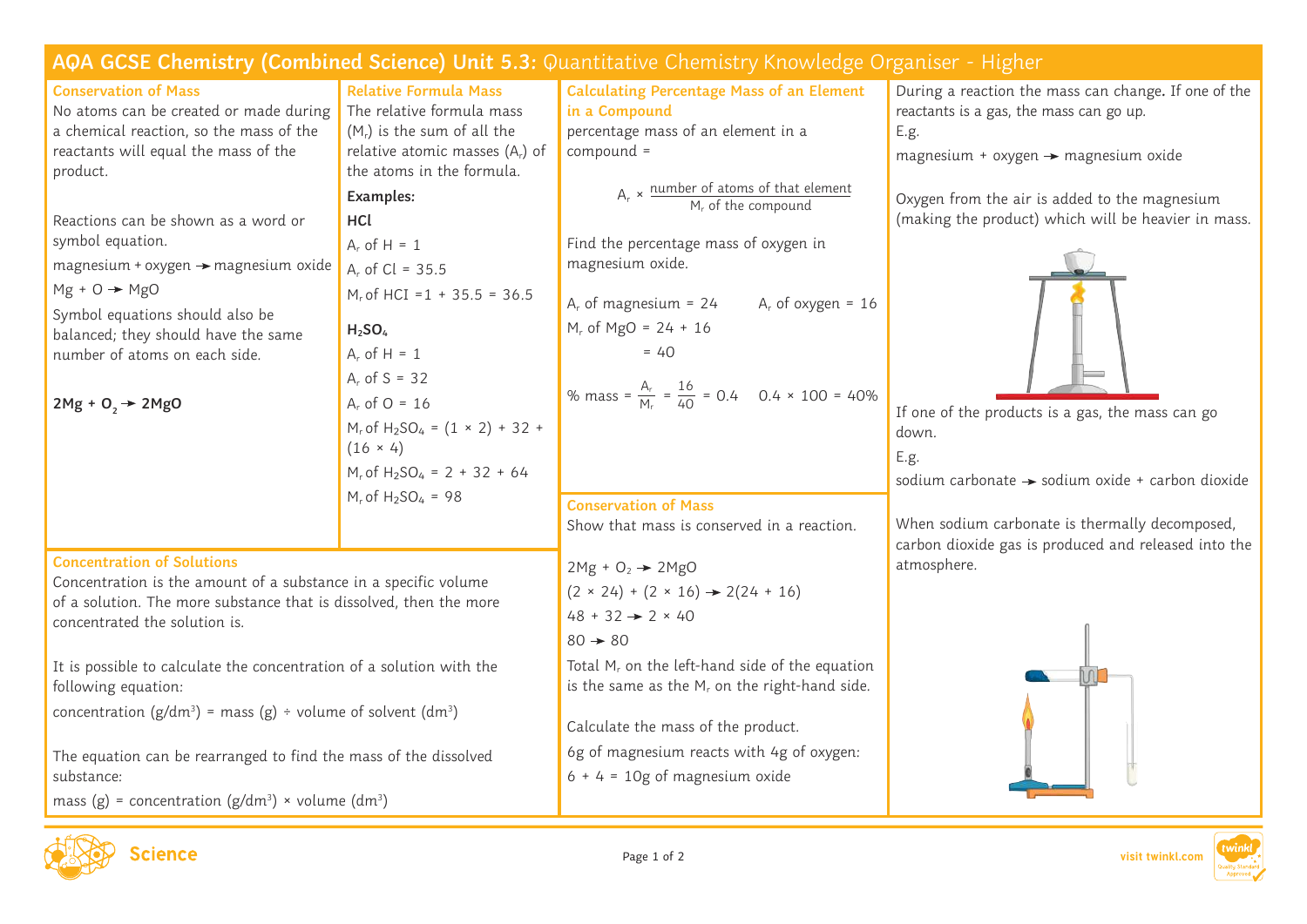# AQA GCSE Chemistry (Combined Science) Unit 5.3: Quantitative Chemistry Knowledge Organiser - Higher

## Conservation of Mass

No atoms can be created or made during a chemical reaction, so the mass of the reactants will equal the mass of the product.

Reactions can be shown as a word or symbol equation.

magnesium + oxygen → magnesium oxide

$Mg + O \rightarrow MgO$

Symbol equations should also be balanced; they should have the same number of atoms on each side.

$\mathbf{2Mg + O_2 \rightarrow 2MgO}$

## Relative Formula Mass

The relative formula mass ($M_r$) is the sum of all the relative atomic masses ($A_r$) of the atoms in the formula.

**Examples:**

**HCl**

$A_r$ of H = 1

$A_r$ of Cl = 35.5

$M_r$ of HCl = 1 + 35.5 = 36.5

$\mathbf{H_2SO_4}$

$A_r$ of H = 1

$A_r$ of S = 32

$A_r$ of O = 16

$M_r$ of $H_2SO_4$ = (1 × 2) + 32 + (16 × 4)

$M_r$ of $H_2SO_4$ = 2 + 32 + 64

$M_r$ of $H_2SO_4$ = 98

## Concentration of Solutions

Concentration is the amount of a substance in a specific volume of a solution. The more substance that is dissolved, then the more concentrated the solution is.

It is possible to calculate the concentration of a solution with the following equation:

concentration ($g/dm^3$) = mass (g) ÷ volume of solvent ($dm^3$)

The equation can be rearranged to find the mass of the dissolved substance:

mass (g) = concentration ($g/dm^3$) × volume ($dm^3$)

## Calculating Percentage Mass of an Element in a Compound

percentage mass of an element in a compound =

$$A_r \times \frac{\text{number of atoms of that element}}{M_r \text{ of the compound}}$$

Find the percentage mass of oxygen in magnesium oxide.

$A_r$ of magnesium = 24 $A_r$ of oxygen = 16

$M_r$ of MgO = 24 + 16

= 40

$$\% \text{ mass} = \frac{A_r}{M_r} = \frac{16}{40} = 0.4 \quad 0.4 \times 100 = 40\%$$

## Conservation of Mass

Show that mass is conserved in a reaction.

$2Mg + O_2 \rightarrow 2MgO$

(2 × 24) + (2 × 16) → 2(24 + 16)

48 + 32 → 2 × 40

80 → 80

Total $M_r$ on the left-hand side of the equation is the same as the $M_r$ on the right-hand side.

Calculate the mass of the product.

6g of magnesium reacts with 4g of oxygen:

6 + 4 = 10g of magnesium oxide

During a reaction the mass can change. If one of the reactants is a gas, the mass can go up.

E.g.

magnesium + oxygen → magnesium oxide

Oxygen from the air is added to the magnesium (making the product) which will be heavier in mass.

If one of the products is a gas, the mass can go down.

E.g.

sodium carbonate → sodium oxide + carbon dioxide

When sodium carbonate is thermally decomposed, carbon dioxide gas is produced and released into the atmosphere.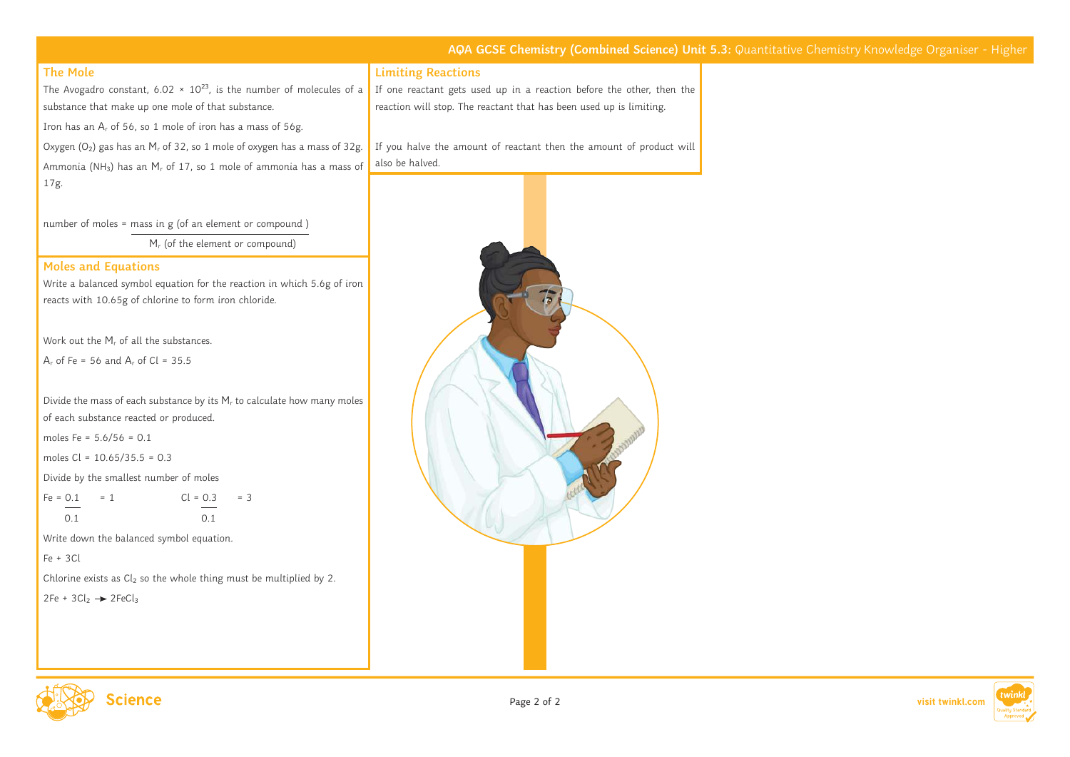# AQA GCSE Chemistry (Combined Science) Unit 5.3: Quantitative Chemistry Knowledge Organiser - Higher

## The Mole

The Avogadro constant, $6.02 \times 10^{23}$, is the number of molecules of a substance that make up one mole of that substance.

Iron has an $A_r$ of 56, so 1 mole of iron has a mass of 56g.

Oxygen ($O_2$) gas has an $M_r$ of 32, so 1 mole of oxygen has a mass of 32g.

Ammonia ($NH_3$) has an $M_r$ of 17, so 1 mole of ammonia has a mass of 17g.

$$\text{number of moles} = \frac{\text{mass in g (of an element or compound)}}{M_r \text{ (of the element or compound)}}$$

## Moles and Equations

Write a balanced symbol equation for the reaction in which 5.6g of iron reacts with 10.65g of chlorine to form iron chloride.

Work out the $M_r$ of all the substances.

$A_r$ of Fe = 56 and $A_r$ of Cl = 35.5

Divide the mass of each substance by its $M_r$ to calculate how many moles of each substance reacted or produced.

moles Fe = 5.6/56 = 0.1

moles Cl = 10.65/35.5 = 0.3

Divide by the smallest number of moles

$$Fe = \frac{0.1}{0.1} = 1 \qquad Cl = \frac{0.3}{0.1} = 3$$

Write down the balanced symbol equation.

Fe + 3Cl

Chlorine exists as $Cl_2$ so the whole thing must be multiplied by 2.

$$2Fe + 3Cl_2 \rightarrow 2FeCl_3$$

## Limiting Reactions

If one reactant gets used up in a reaction before the other, then the reaction will stop. The reactant that has been used up is limiting.

If you halve the amount of reactant then the amount of product will also be halved.